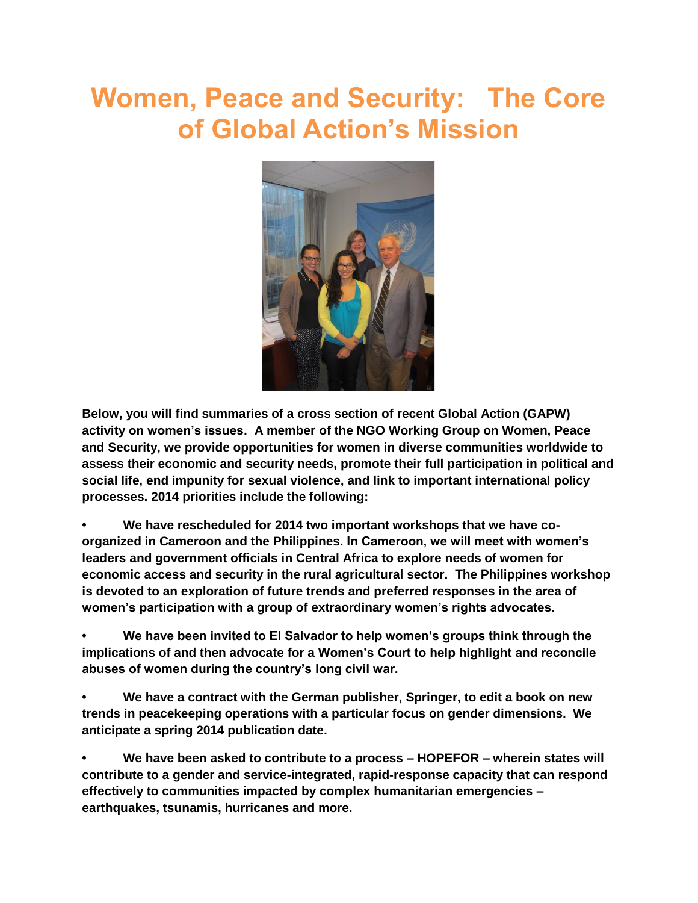# Women, Peace and Security: The Core of Global Action's Mission

**Below, you will find summaries of a cross section of recent Global Action (GAPW) activity on women's issues. A member of the NGO Working Group on Women, Peace and Security, we provide opportunities for women in diverse communities worldwide to assess their economic and security needs, promote their full participation in political and social life, end impunity for sexual violence, and link to important international policy processes. 2014 priorities include the following:**

- **We have rescheduled for 2014 two important workshops that we have co-organized in Cameroon and the Philippines. In Cameroon, we will meet with women's leaders and government officials in Central Africa to explore needs of women for economic access and security in the rural agricultural sector. The Philippines workshop is devoted to an exploration of future trends and preferred responses in the area of women's participation with a group of extraordinary women's rights advocates.**

- **We have been invited to El Salvador to help women's groups think through the implications of and then advocate for a Women's Court to help highlight and reconcile abuses of women during the country's long civil war.**

- **We have a contract with the German publisher, Springer, to edit a book on new trends in peacekeeping operations with a particular focus on gender dimensions. We anticipate a spring 2014 publication date.**

- **We have been asked to contribute to a process – HOPEFOR – wherein states will contribute to a gender and service-integrated, rapid-response capacity that can respond effectively to communities impacted by complex humanitarian emergencies – earthquakes, tsunamis, hurricanes and more.**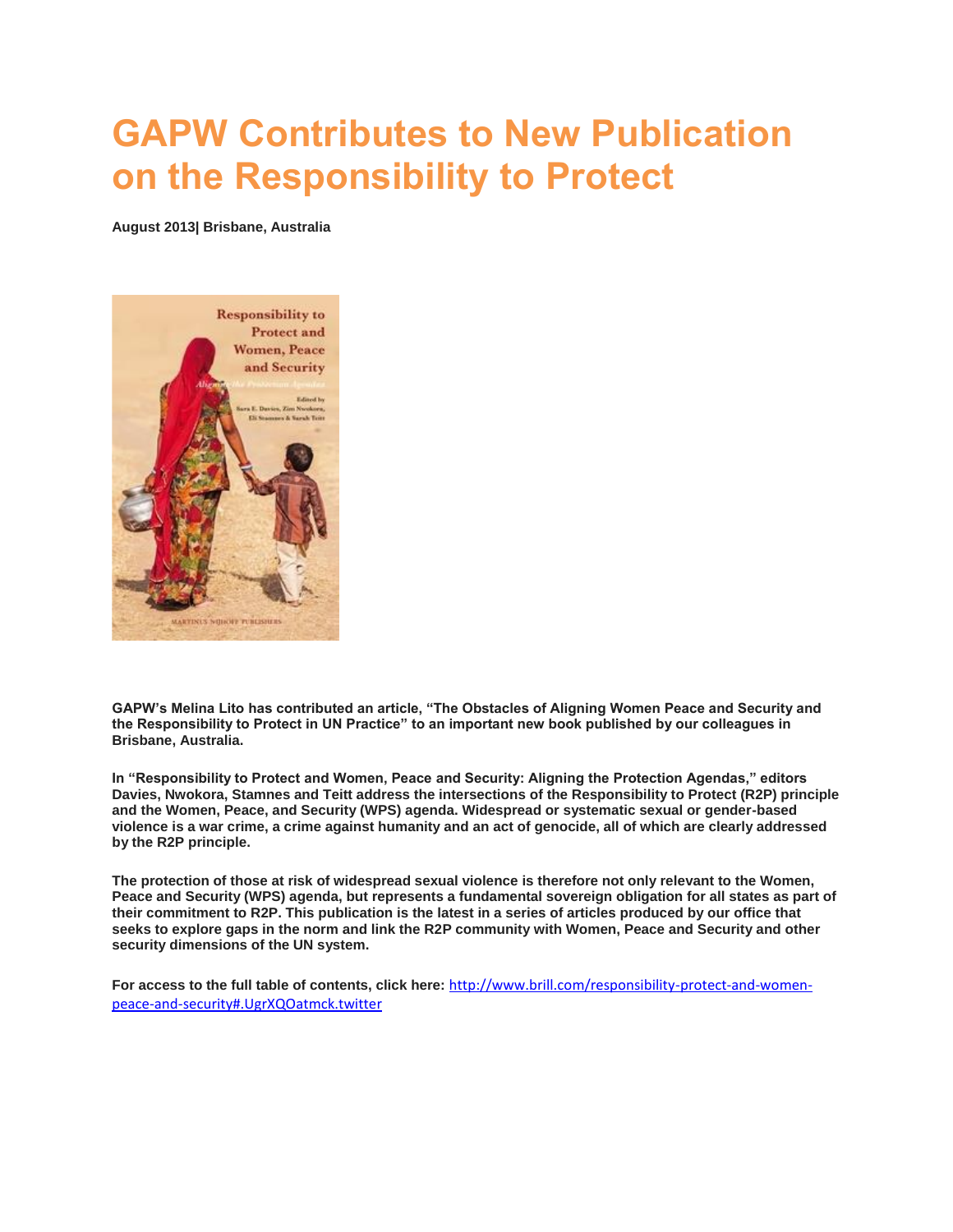# GAPW Contributes to New Publication on the Responsibility to Protect

**August 2013| Brisbane, Australia**

**GAPW's Melina Lito has contributed an article, "The Obstacles of Aligning Women Peace and Security and the Responsibility to Protect in UN Practice" to an important new book published by our colleagues in Brisbane, Australia.**

**In "Responsibility to Protect and Women, Peace and Security: Aligning the Protection Agendas," editors Davies, Nwokora, Stamnes and Teitt address the intersections of the Responsibility to Protect (R2P) principle and the Women, Peace, and Security (WPS) agenda. Widespread or systematic sexual or gender-based violence is a war crime, a crime against humanity and an act of genocide, all of which are clearly addressed by the R2P principle.**

**The protection of those at risk of widespread sexual violence is therefore not only relevant to the Women, Peace and Security (WPS) agenda, but represents a fundamental sovereign obligation for all states as part of their commitment to R2P. This publication is the latest in a series of articles produced by our office that seeks to explore gaps in the norm and link the R2P community with Women, Peace and Security and other security dimensions of the UN system.**

**For access to the full table of contents, click here:** [http://www.brill.com/responsibility-protect-and-women-peace-and-security#.UgrXQOatmck.twitter](http://www.brill.com/responsibility-protect-and-women-peace-and-security#.UgrXQOatmck.twitter)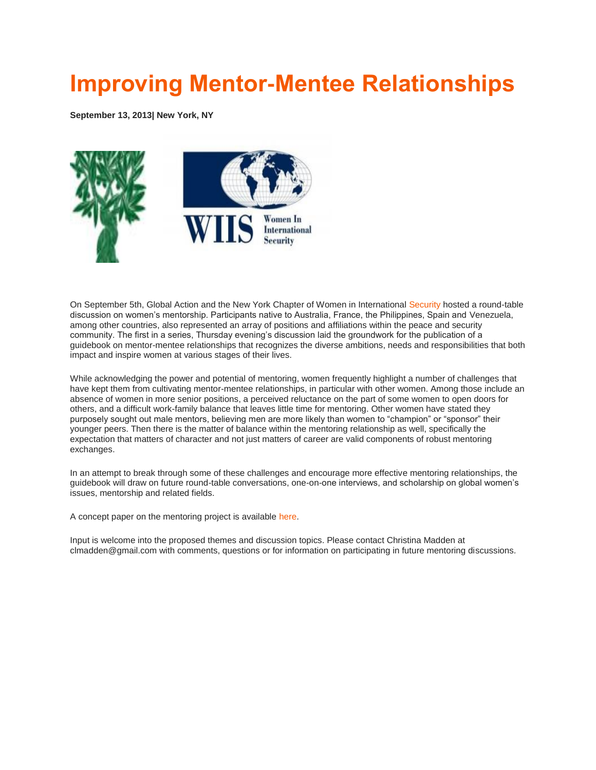# Improving Mentor-Mentee Relationships

**September 13, 2013| New York, NY**

On September 5th, Global Action and the New York Chapter of Women in International Security hosted a round-table discussion on women's mentorship. Participants native to Australia, France, the Philippines, Spain and Venezuela, among other countries, also represented an array of positions and affiliations within the peace and security community. The first in a series, Thursday evening's discussion laid the groundwork for the publication of a guidebook on mentor-mentee relationships that recognizes the diverse ambitions, needs and responsibilities that both impact and inspire women at various stages of their lives.

While acknowledging the power and potential of mentoring, women frequently highlight a number of challenges that have kept them from cultivating mentor-mentee relationships, in particular with other women. Among those include an absence of women in more senior positions, a perceived reluctance on the part of some women to open doors for others, and a difficult work-family balance that leaves little time for mentoring. Other women have stated they purposely sought out male mentors, believing men are more likely than women to "champion" or "sponsor" their younger peers. Then there is the matter of balance within the mentoring relationship as well, specifically the expectation that matters of character and not just matters of career are valid components of robust mentoring exchanges.

In an attempt to break through some of these challenges and encourage more effective mentoring relationships, the guidebook will draw on future round-table conversations, one-on-one interviews, and scholarship on global women's issues, mentorship and related fields.

A concept paper on the mentoring project is available here.

Input is welcome into the proposed themes and discussion topics. Please contact Christina Madden at clmadden@gmail.com with comments, questions or for information on participating in future mentoring discussions.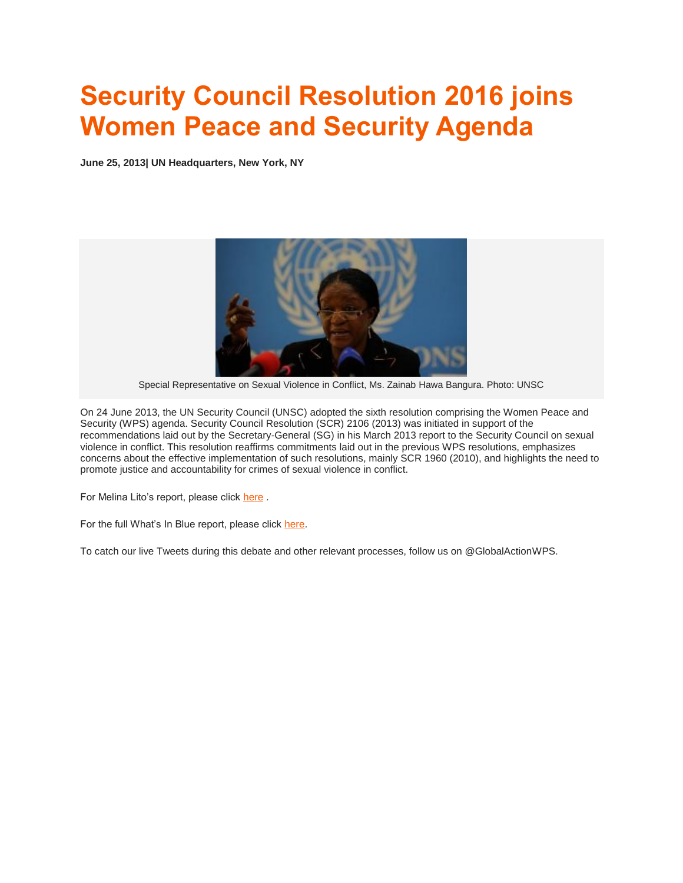# Security Council Resolution 2016 joins Women Peace and Security Agenda

**June 25, 2013| UN Headquarters, New York, NY**

Special Representative on Sexual Violence in Conflict, Ms. Zainab Hawa Bangura. Photo: UNSC

On 24 June 2013, the UN Security Council (UNSC) adopted the sixth resolution comprising the Women Peace and Security (WPS) agenda. Security Council Resolution (SCR) 2106 (2013) was initiated in support of the recommendations laid out by the Secretary-General (SG) in his March 2013 report to the Security Council on sexual violence in conflict. This resolution reaffirms commitments laid out in the previous WPS resolutions, emphasizes concerns about the effective implementation of such resolutions, mainly SCR 1960 (2010), and highlights the need to promote justice and accountability for crimes of sexual violence in conflict.

For Melina Lito's report, please click here .

For the full What's In Blue report, please click here.

To catch our live Tweets during this debate and other relevant processes, follow us on @GlobalActionWPS.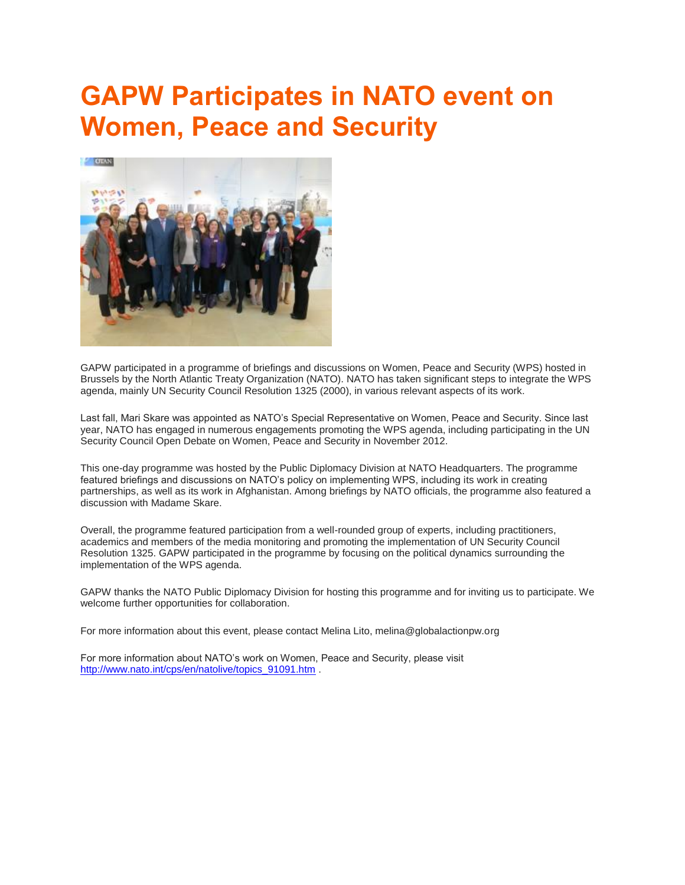# GAPW Participates in NATO event on Women, Peace and Security

GAPW participated in a programme of briefings and discussions on Women, Peace and Security (WPS) hosted in Brussels by the North Atlantic Treaty Organization (NATO). NATO has taken significant steps to integrate the WPS agenda, mainly UN Security Council Resolution 1325 (2000), in various relevant aspects of its work.

Last fall, Mari Skare was appointed as NATO's Special Representative on Women, Peace and Security. Since last year, NATO has engaged in numerous engagements promoting the WPS agenda, including participating in the UN Security Council Open Debate on Women, Peace and Security in November 2012.

This one-day programme was hosted by the Public Diplomacy Division at NATO Headquarters. The programme featured briefings and discussions on NATO's policy on implementing WPS, including its work in creating partnerships, as well as its work in Afghanistan. Among briefings by NATO officials, the programme also featured a discussion with Madame Skare.

Overall, the programme featured participation from a well-rounded group of experts, including practitioners, academics and members of the media monitoring and promoting the implementation of UN Security Council Resolution 1325. GAPW participated in the programme by focusing on the political dynamics surrounding the implementation of the WPS agenda.

GAPW thanks the NATO Public Diplomacy Division for hosting this programme and for inviting us to participate. We welcome further opportunities for collaboration.

For more information about this event, please contact Melina Lito, melina@globalactionpw.org

For more information about NATO's work on Women, Peace and Security, please visit http://www.nato.int/cps/en/natolive/topics_91091.htm .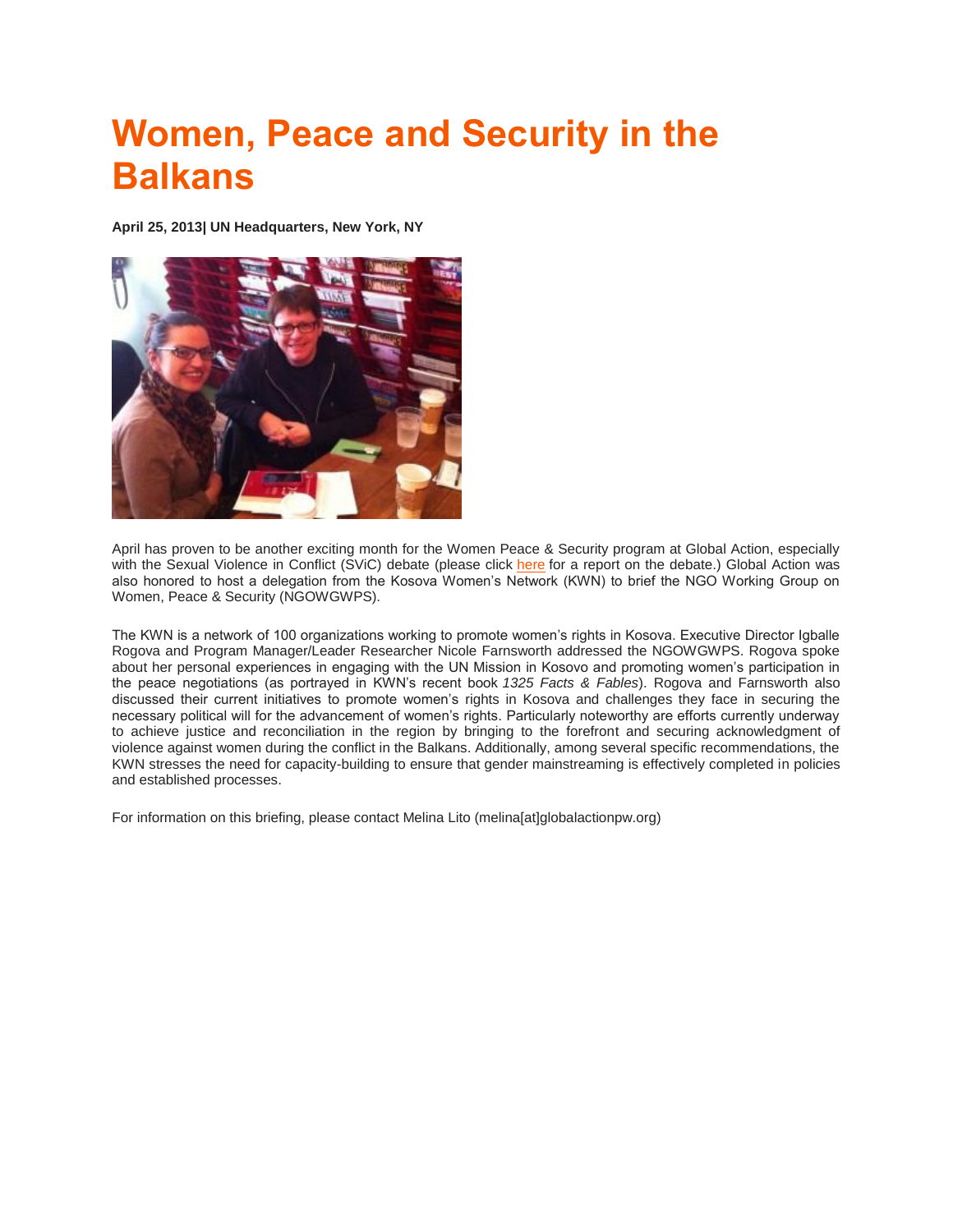# Women, Peace and Security in the Balkans

**April 25, 2013| UN Headquarters, New York, NY**

April has proven to be another exciting month for the Women Peace & Security program at Global Action, especially with the Sexual Violence in Conflict (SViC) debate (please click here for a report on the debate.) Global Action was also honored to host a delegation from the Kosova Women's Network (KWN) to brief the NGO Working Group on Women, Peace & Security (NGOWGWPS).

The KWN is a network of 100 organizations working to promote women's rights in Kosova. Executive Director Igballe Rogova and Program Manager/Leader Researcher Nicole Farnsworth addressed the NGOWGWPS. Rogova spoke about her personal experiences in engaging with the UN Mission in Kosovo and promoting women's participation in the peace negotiations (as portrayed in KWN's recent book *1325 Facts & Fables*). Rogova and Farnsworth also discussed their current initiatives to promote women's rights in Kosova and challenges they face in securing the necessary political will for the advancement of women's rights. Particularly noteworthy are efforts currently underway to achieve justice and reconciliation in the region by bringing to the forefront and securing acknowledgment of violence against women during the conflict in the Balkans. Additionally, among several specific recommendations, the KWN stresses the need for capacity-building to ensure that gender mainstreaming is effectively completed in policies and established processes.

For information on this briefing, please contact Melina Lito (melina[at]globalactionpw.org)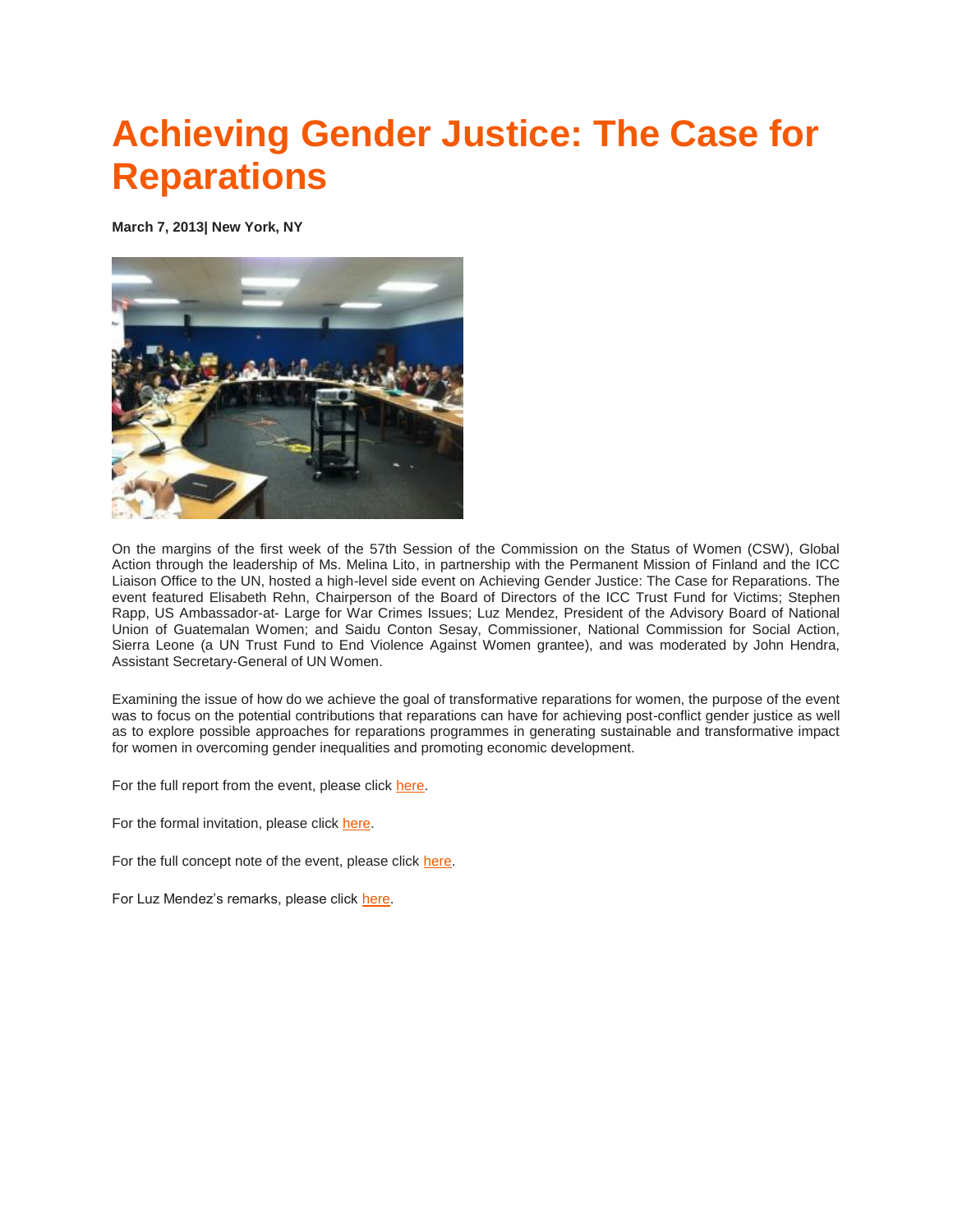# Achieving Gender Justice: The Case for Reparations

**March 7, 2013| New York, NY**

On the margins of the first week of the 57th Session of the Commission on the Status of Women (CSW), Global Action through the leadership of Ms. Melina Lito, in partnership with the Permanent Mission of Finland and the ICC Liaison Office to the UN, hosted a high-level side event on Achieving Gender Justice: The Case for Reparations. The event featured Elisabeth Rehn, Chairperson of the Board of Directors of the ICC Trust Fund for Victims; Stephen Rapp, US Ambassador-at- Large for War Crimes Issues; Luz Mendez, President of the Advisory Board of National Union of Guatemalan Women; and Saidu Conton Sesay, Commissioner, National Commission for Social Action, Sierra Leone (a UN Trust Fund to End Violence Against Women grantee), and was moderated by John Hendra, Assistant Secretary-General of UN Women.

Examining the issue of how do we achieve the goal of transformative reparations for women, the purpose of the event was to focus on the potential contributions that reparations can have for achieving post-conflict gender justice as well as to explore possible approaches for reparations programmes in generating sustainable and transformative impact for women in overcoming gender inequalities and promoting economic development.

For the full report from the event, please click here.

For the formal invitation, please click here.

For the full concept note of the event, please click here.

For Luz Mendez's remarks, please click here.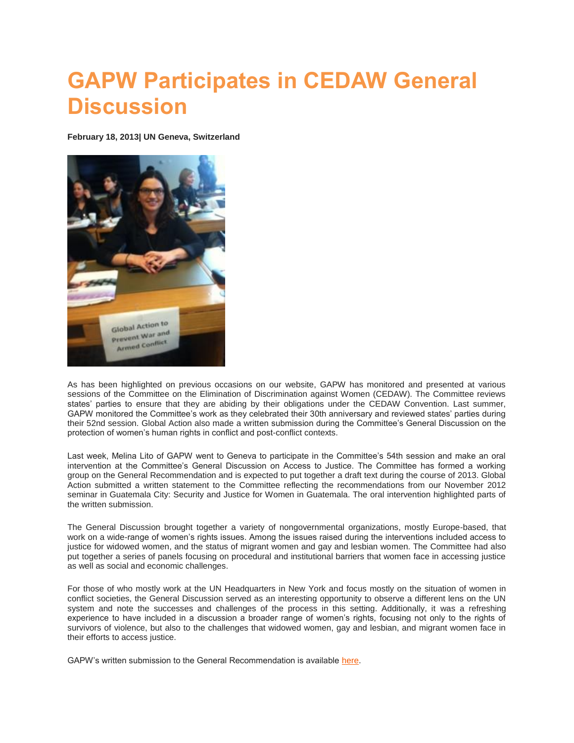# GAPW Participates in CEDAW General Discussion

**February 18, 2013| UN Geneva, Switzerland**

As has been highlighted on previous occasions on our website, GAPW has monitored and presented at various sessions of the Committee on the Elimination of Discrimination against Women (CEDAW). The Committee reviews states' parties to ensure that they are abiding by their obligations under the CEDAW Convention. Last summer, GAPW monitored the Committee's work as they celebrated their 30th anniversary and reviewed states' parties during their 52nd session. Global Action also made a written submission during the Committee's General Discussion on the protection of women's human rights in conflict and post-conflict contexts.

Last week, Melina Lito of GAPW went to Geneva to participate in the Committee's 54th session and make an oral intervention at the Committee's General Discussion on Access to Justice. The Committee has formed a working group on the General Recommendation and is expected to put together a draft text during the course of 2013. Global Action submitted a written statement to the Committee reflecting the recommendations from our November 2012 seminar in Guatemala City: Security and Justice for Women in Guatemala. The oral intervention highlighted parts of the written submission.

The General Discussion brought together a variety of nongovernmental organizations, mostly Europe-based, that work on a wide-range of women's rights issues. Among the issues raised during the interventions included access to justice for widowed women, and the status of migrant women and gay and lesbian women. The Committee had also put together a series of panels focusing on procedural and institutional barriers that women face in accessing justice as well as social and economic challenges.

For those of who mostly work at the UN Headquarters in New York and focus mostly on the situation of women in conflict societies, the General Discussion served as an interesting opportunity to observe a different lens on the UN system and note the successes and challenges of the process in this setting. Additionally, it was a refreshing experience to have included in a discussion a broader range of women's rights, focusing not only to the rights of survivors of violence, but also to the challenges that widowed women, gay and lesbian, and migrant women face in their efforts to access justice.

GAPW's written submission to the General Recommendation is available here.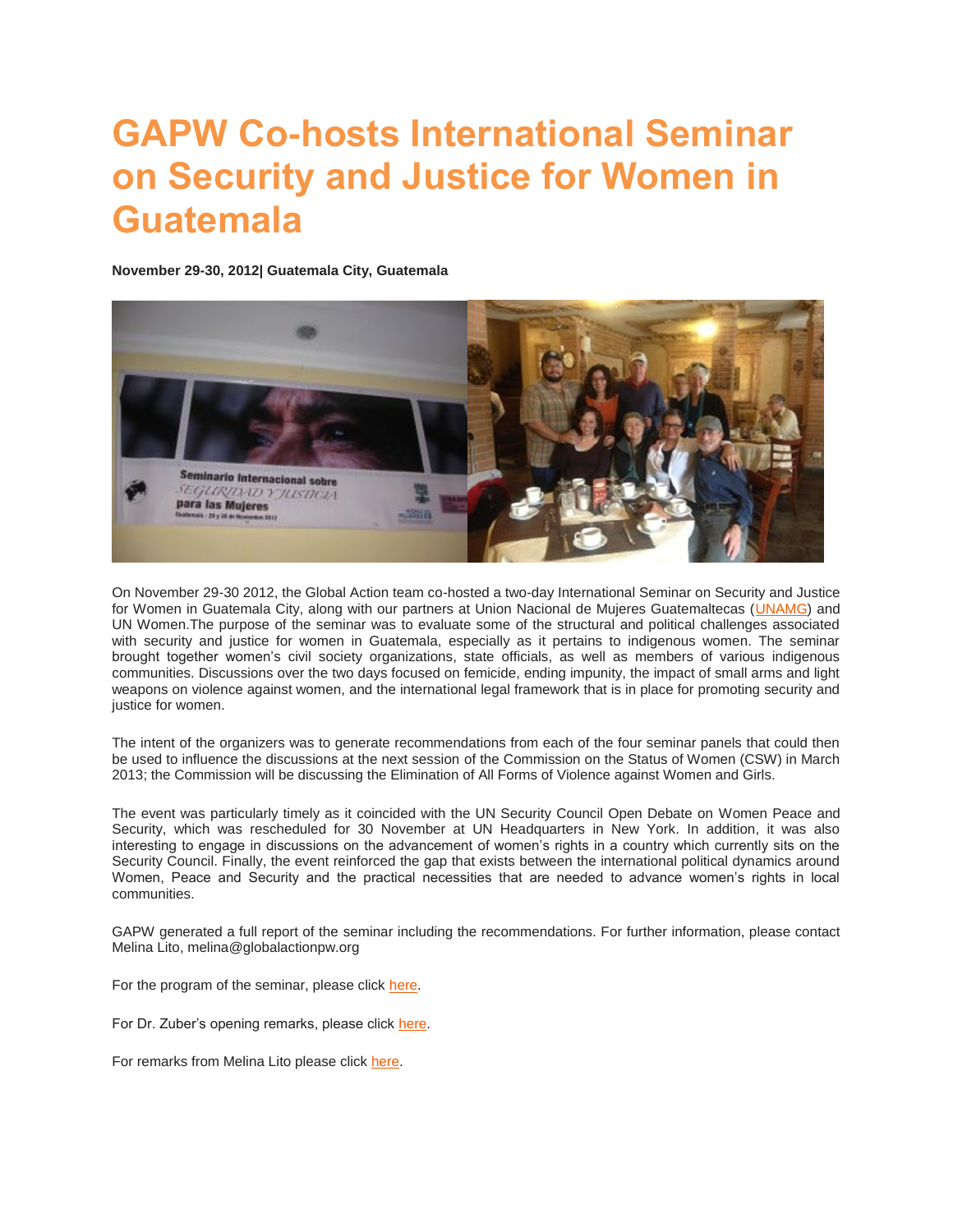# GAPW Co-hosts International Seminar on Security and Justice for Women in Guatemala

**November 29-30, 2012| Guatemala City, Guatemala**

On November 29-30 2012, the Global Action team co-hosted a two-day International Seminar on Security and Justice for Women in Guatemala City, along with our partners at Union Nacional de Mujeres Guatemaltecas (UNAMG) and UN Women.The purpose of the seminar was to evaluate some of the structural and political challenges associated with security and justice for women in Guatemala, especially as it pertains to indigenous women. The seminar brought together women's civil society organizations, state officials, as well as members of various indigenous communities. Discussions over the two days focused on femicide, ending impunity, the impact of small arms and light weapons on violence against women, and the international legal framework that is in place for promoting security and justice for women.

The intent of the organizers was to generate recommendations from each of the four seminar panels that could then be used to influence the discussions at the next session of the Commission on the Status of Women (CSW) in March 2013; the Commission will be discussing the Elimination of All Forms of Violence against Women and Girls.

The event was particularly timely as it coincided with the UN Security Council Open Debate on Women Peace and Security, which was rescheduled for 30 November at UN Headquarters in New York. In addition, it was also interesting to engage in discussions on the advancement of women's rights in a country which currently sits on the Security Council. Finally, the event reinforced the gap that exists between the international political dynamics around Women, Peace and Security and the practical necessities that are needed to advance women's rights in local communities.

GAPW generated a full report of the seminar including the recommendations. For further information, please contact Melina Lito, melina@globalactionpw.org

For the program of the seminar, please click here.

For Dr. Zuber's opening remarks, please click here.

For remarks from Melina Lito please click here.